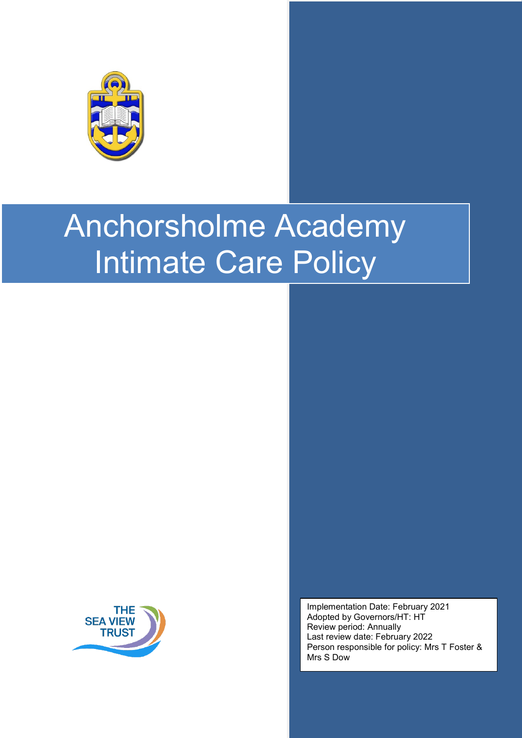# Anchorsholme Academy
# Intimate Care Policy

THE SEA VIEW TRUST

Implementation Date: February 2021
Adopted by Governors/HT: HT
Review period: Annually
Last review date: February 2022
Person responsible for policy: Mrs T Foster & Mrs S Dow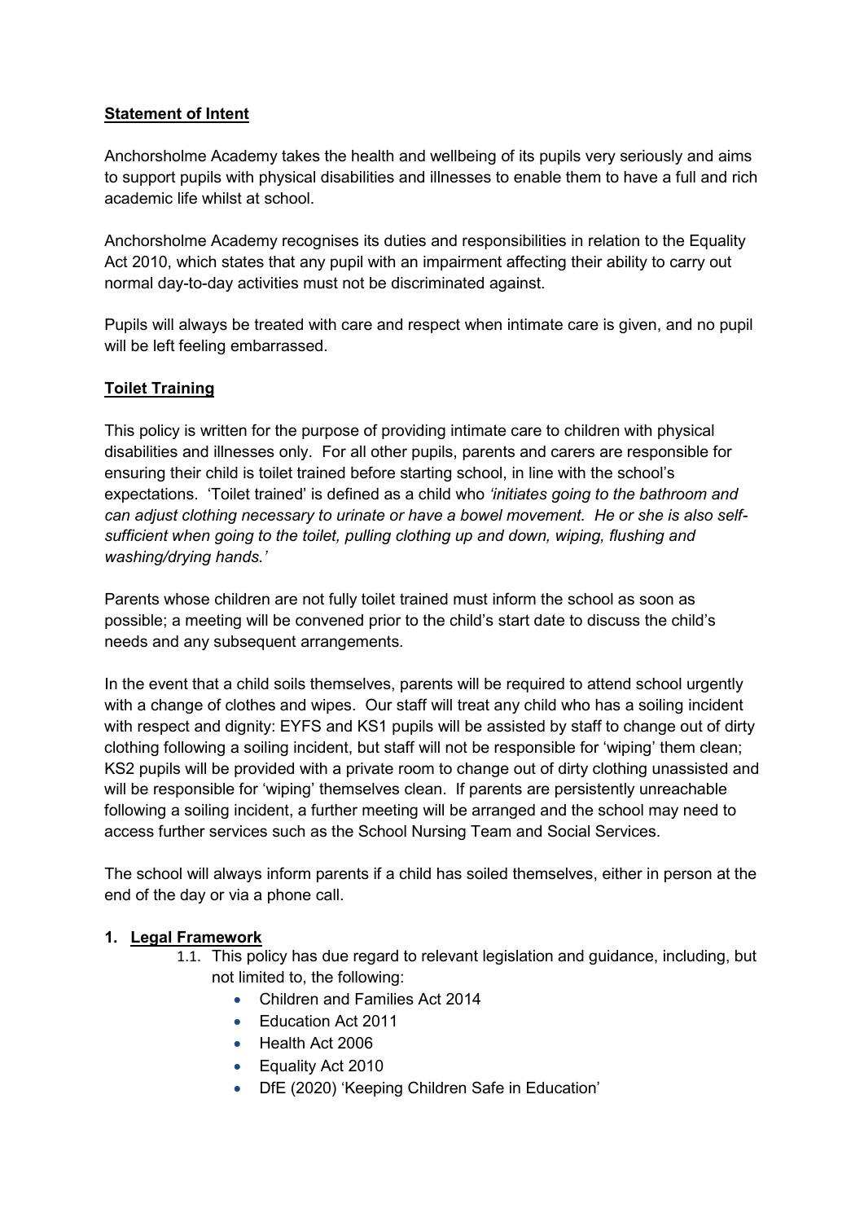**Statement of Intent**

Anchorsholme Academy takes the health and wellbeing of its pupils very seriously and aims to support pupils with physical disabilities and illnesses to enable them to have a full and rich academic life whilst at school.

Anchorsholme Academy recognises its duties and responsibilities in relation to the Equality Act 2010, which states that any pupil with an impairment affecting their ability to carry out normal day-to-day activities must not be discriminated against.

Pupils will always be treated with care and respect when intimate care is given, and no pupil will be left feeling embarrassed.

**Toilet Training**

This policy is written for the purpose of providing intimate care to children with physical disabilities and illnesses only. For all other pupils, parents and carers are responsible for ensuring their child is toilet trained before starting school, in line with the school's expectations. 'Toilet trained' is defined as a child who *'initiates going to the bathroom and can adjust clothing necessary to urinate or have a bowel movement. He or she is also self-sufficient when going to the toilet, pulling clothing up and down, wiping, flushing and washing/drying hands.'*

Parents whose children are not fully toilet trained must inform the school as soon as possible; a meeting will be convened prior to the child's start date to discuss the child's needs and any subsequent arrangements.

In the event that a child soils themselves, parents will be required to attend school urgently with a change of clothes and wipes. Our staff will treat any child who has a soiling incident with respect and dignity: EYFS and KS1 pupils will be assisted by staff to change out of dirty clothing following a soiling incident, but staff will not be responsible for 'wiping' them clean; KS2 pupils will be provided with a private room to change out of dirty clothing unassisted and will be responsible for 'wiping' themselves clean. If parents are persistently unreachable following a soiling incident, a further meeting will be arranged and the school may need to access further services such as the School Nursing Team and Social Services.

The school will always inform parents if a child has soiled themselves, either in person at the end of the day or via a phone call.

1. **Legal Framework**

   1.1. This policy has due regard to relevant legislation and guidance, including, but not limited to, the following:

   - Children and Families Act 2014
   - Education Act 2011
   - Health Act 2006
   - Equality Act 2010
   - DfE (2020) 'Keeping Children Safe in Education'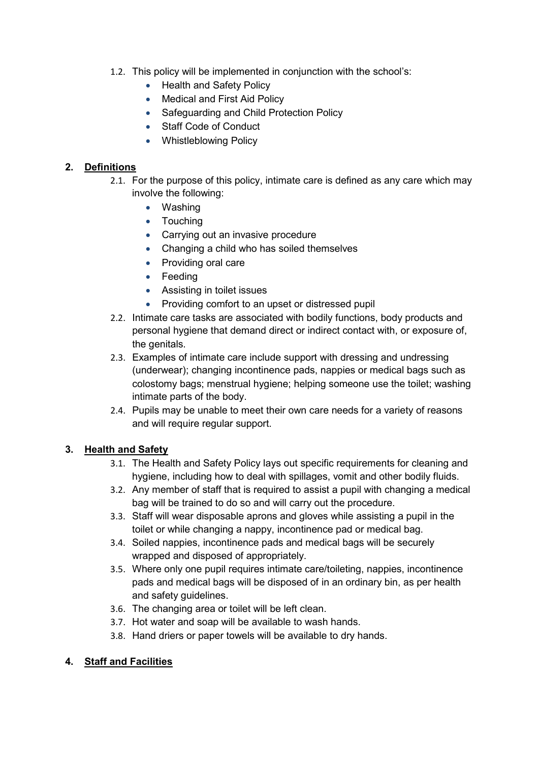1.2. This policy will be implemented in conjunction with the school's:
   - Health and Safety Policy
   - Medical and First Aid Policy
   - Safeguarding and Child Protection Policy
   - Staff Code of Conduct
   - Whistleblowing Policy

## 2. Definitions

2.1. For the purpose of this policy, intimate care is defined as any care which may involve the following:
   - Washing
   - Touching
   - Carrying out an invasive procedure
   - Changing a child who has soiled themselves
   - Providing oral care
   - Feeding
   - Assisting in toilet issues
   - Providing comfort to an upset or distressed pupil

2.2. Intimate care tasks are associated with bodily functions, body products and personal hygiene that demand direct or indirect contact with, or exposure of, the genitals.

2.3. Examples of intimate care include support with dressing and undressing (underwear); changing incontinence pads, nappies or medical bags such as colostomy bags; menstrual hygiene; helping someone use the toilet; washing intimate parts of the body.

2.4. Pupils may be unable to meet their own care needs for a variety of reasons and will require regular support.

## 3. Health and Safety

3.1. The Health and Safety Policy lays out specific requirements for cleaning and hygiene, including how to deal with spillages, vomit and other bodily fluids.

3.2. Any member of staff that is required to assist a pupil with changing a medical bag will be trained to do so and will carry out the procedure.

3.3. Staff will wear disposable aprons and gloves while assisting a pupil in the toilet or while changing a nappy, incontinence pad or medical bag.

3.4. Soiled nappies, incontinence pads and medical bags will be securely wrapped and disposed of appropriately.

3.5. Where only one pupil requires intimate care/toileting, nappies, incontinence pads and medical bags will be disposed of in an ordinary bin, as per health and safety guidelines.

3.6. The changing area or toilet will be left clean.

3.7. Hot water and soap will be available to wash hands.

3.8. Hand driers or paper towels will be available to dry hands.

## 4. Staff and Facilities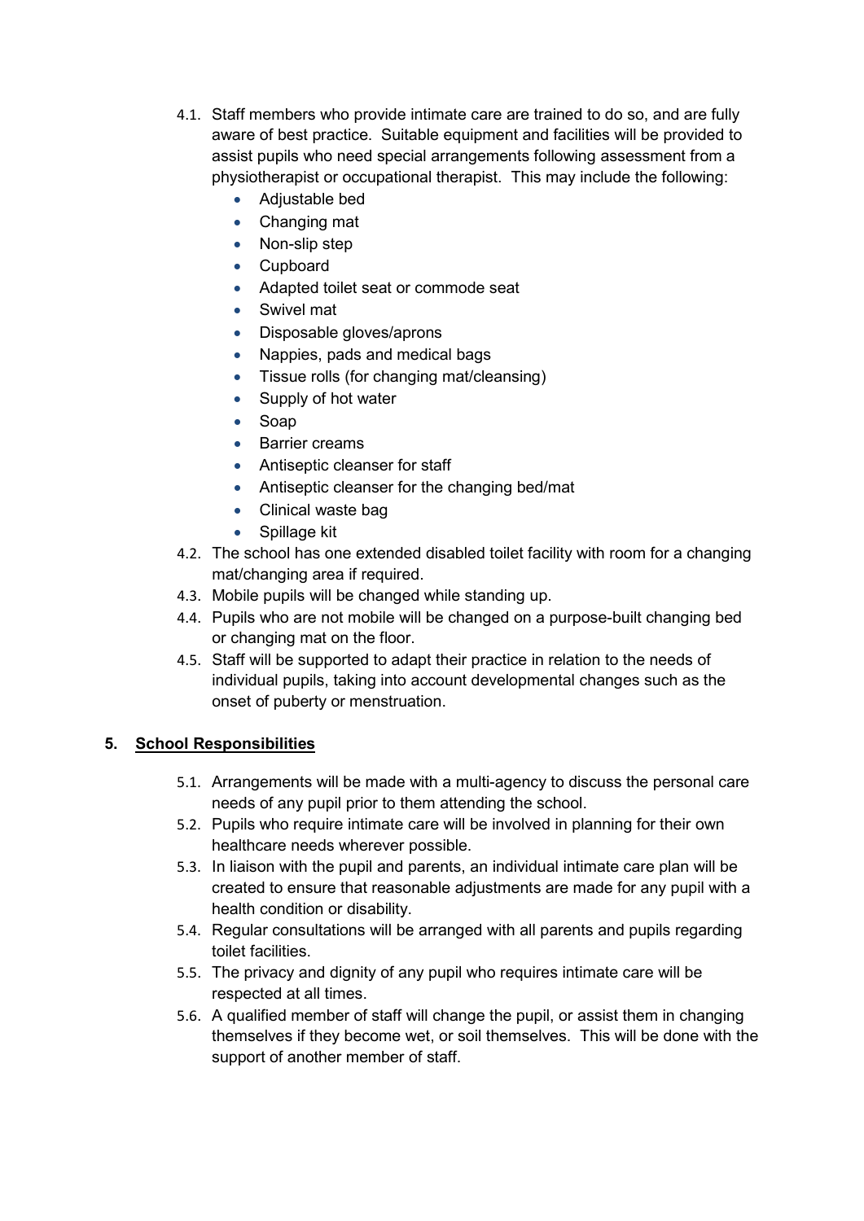4.1. Staff members who provide intimate care are trained to do so, and are fully aware of best practice. Suitable equipment and facilities will be provided to assist pupils who need special arrangements following assessment from a physiotherapist or occupational therapist. This may include the following:

- Adjustable bed
- Changing mat
- Non-slip step
- Cupboard
- Adapted toilet seat or commode seat
- Swivel mat
- Disposable gloves/aprons
- Nappies, pads and medical bags
- Tissue rolls (for changing mat/cleansing)
- Supply of hot water
- Soap
- Barrier creams
- Antiseptic cleanser for staff
- Antiseptic cleanser for the changing bed/mat
- Clinical waste bag
- Spillage kit

4.2. The school has one extended disabled toilet facility with room for a changing mat/changing area if required.

4.3. Mobile pupils will be changed while standing up.

4.4. Pupils who are not mobile will be changed on a purpose-built changing bed or changing mat on the floor.

4.5. Staff will be supported to adapt their practice in relation to the needs of individual pupils, taking into account developmental changes such as the onset of puberty or menstruation.

## 5. School Responsibilities

5.1. Arrangements will be made with a multi-agency to discuss the personal care needs of any pupil prior to them attending the school.

5.2. Pupils who require intimate care will be involved in planning for their own healthcare needs wherever possible.

5.3. In liaison with the pupil and parents, an individual intimate care plan will be created to ensure that reasonable adjustments are made for any pupil with a health condition or disability.

5.4. Regular consultations will be arranged with all parents and pupils regarding toilet facilities.

5.5. The privacy and dignity of any pupil who requires intimate care will be respected at all times.

5.6. A qualified member of staff will change the pupil, or assist them in changing themselves if they become wet, or soil themselves. This will be done with the support of another member of staff.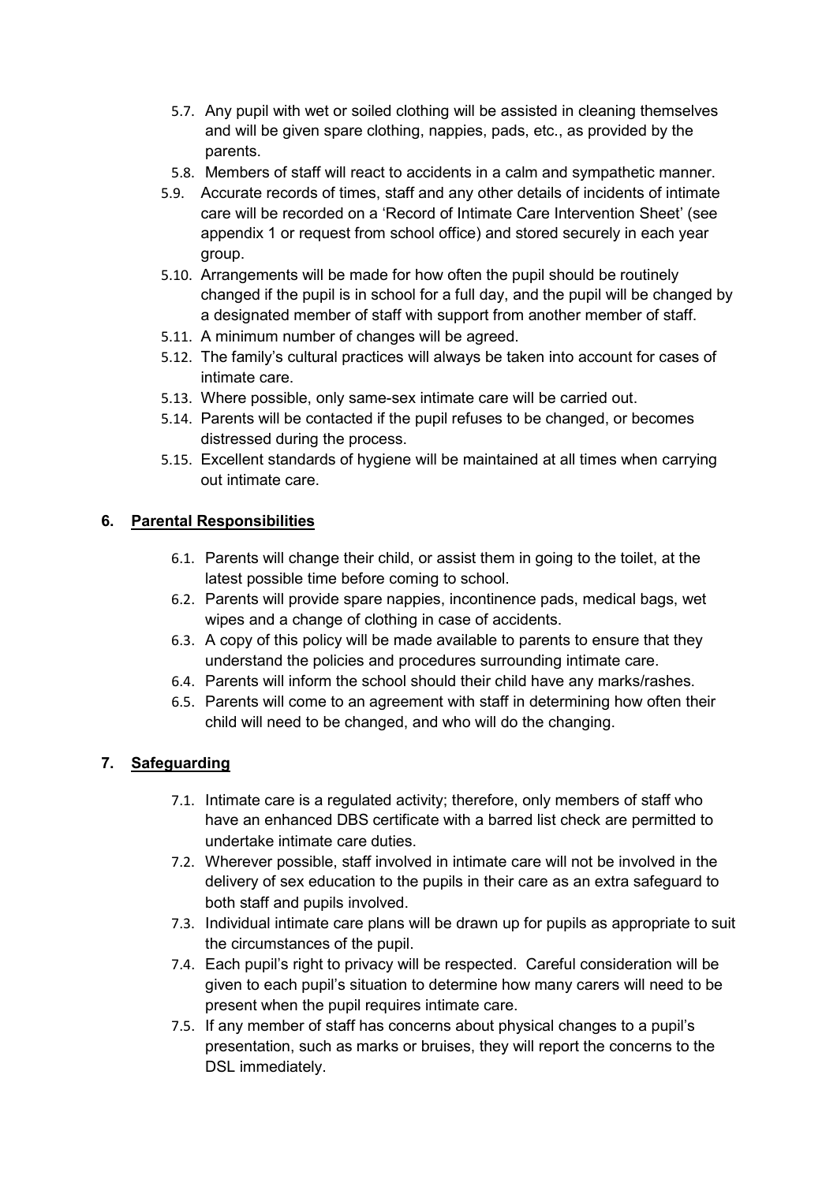5.7. Any pupil with wet or soiled clothing will be assisted in cleaning themselves and will be given spare clothing, nappies, pads, etc., as provided by the parents.

5.8. Members of staff will react to accidents in a calm and sympathetic manner.

5.9. Accurate records of times, staff and any other details of incidents of intimate care will be recorded on a 'Record of Intimate Care Intervention Sheet' (see appendix 1 or request from school office) and stored securely in each year group.

5.10. Arrangements will be made for how often the pupil should be routinely changed if the pupil is in school for a full day, and the pupil will be changed by a designated member of staff with support from another member of staff.

5.11. A minimum number of changes will be agreed.

5.12. The family's cultural practices will always be taken into account for cases of intimate care.

5.13. Where possible, only same-sex intimate care will be carried out.

5.14. Parents will be contacted if the pupil refuses to be changed, or becomes distressed during the process.

5.15. Excellent standards of hygiene will be maintained at all times when carrying out intimate care.

## 6. Parental Responsibilities

6.1. Parents will change their child, or assist them in going to the toilet, at the latest possible time before coming to school.

6.2. Parents will provide spare nappies, incontinence pads, medical bags, wet wipes and a change of clothing in case of accidents.

6.3. A copy of this policy will be made available to parents to ensure that they understand the policies and procedures surrounding intimate care.

6.4. Parents will inform the school should their child have any marks/rashes.

6.5. Parents will come to an agreement with staff in determining how often their child will need to be changed, and who will do the changing.

## 7. Safeguarding

7.1. Intimate care is a regulated activity; therefore, only members of staff who have an enhanced DBS certificate with a barred list check are permitted to undertake intimate care duties.

7.2. Wherever possible, staff involved in intimate care will not be involved in the delivery of sex education to the pupils in their care as an extra safeguard to both staff and pupils involved.

7.3. Individual intimate care plans will be drawn up for pupils as appropriate to suit the circumstances of the pupil.

7.4. Each pupil's right to privacy will be respected. Careful consideration will be given to each pupil's situation to determine how many carers will need to be present when the pupil requires intimate care.

7.5. If any member of staff has concerns about physical changes to a pupil's presentation, such as marks or bruises, they will report the concerns to the DSL immediately.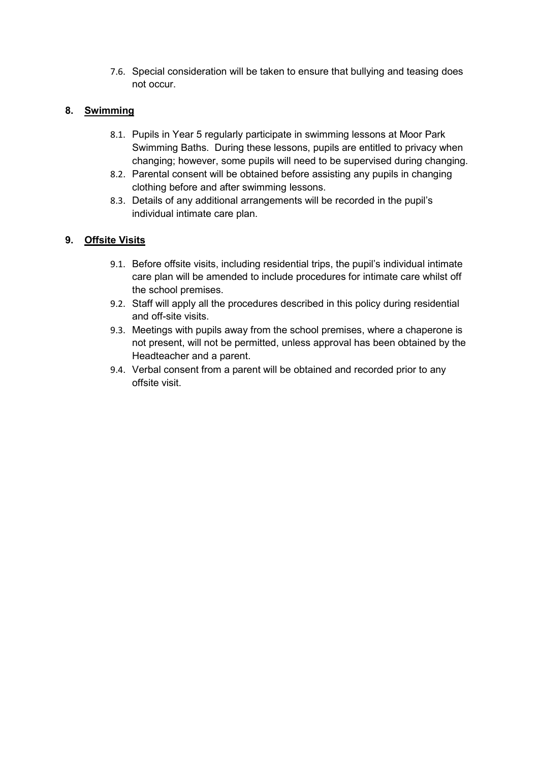7.6. Special consideration will be taken to ensure that bullying and teasing does not occur.

## 8. Swimming

8.1. Pupils in Year 5 regularly participate in swimming lessons at Moor Park Swimming Baths. During these lessons, pupils are entitled to privacy when changing; however, some pupils will need to be supervised during changing.

8.2. Parental consent will be obtained before assisting any pupils in changing clothing before and after swimming lessons.

8.3. Details of any additional arrangements will be recorded in the pupil's individual intimate care plan.

## 9. Offsite Visits

9.1. Before offsite visits, including residential trips, the pupil's individual intimate care plan will be amended to include procedures for intimate care whilst off the school premises.

9.2. Staff will apply all the procedures described in this policy during residential and off-site visits.

9.3. Meetings with pupils away from the school premises, where a chaperone is not present, will not be permitted, unless approval has been obtained by the Headteacher and a parent.

9.4. Verbal consent from a parent will be obtained and recorded prior to any offsite visit.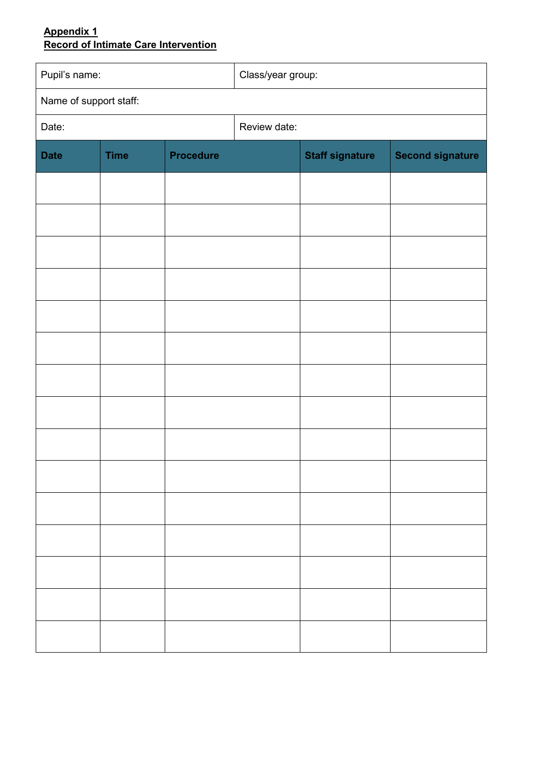**Appendix 1**
**Record of Intimate Care Intervention**

| Pupil's name: | | | Class/year group: | |
|---|---|---|---|---|
| Name of support staff: | | | | |
| Date: | | | Review date: | |
| **Date** | **Time** | **Procedure** | **Staff signature** | **Second signature** |
| | | | | |
| | | | | |
| | | | | |
| | | | | |
| | | | | |
| | | | | |
| | | | | |
| | | | | |
| | | | | |
| | | | | |
| | | | | |
| | | | | |
| | | | | |
| | | | | |
| | | | | |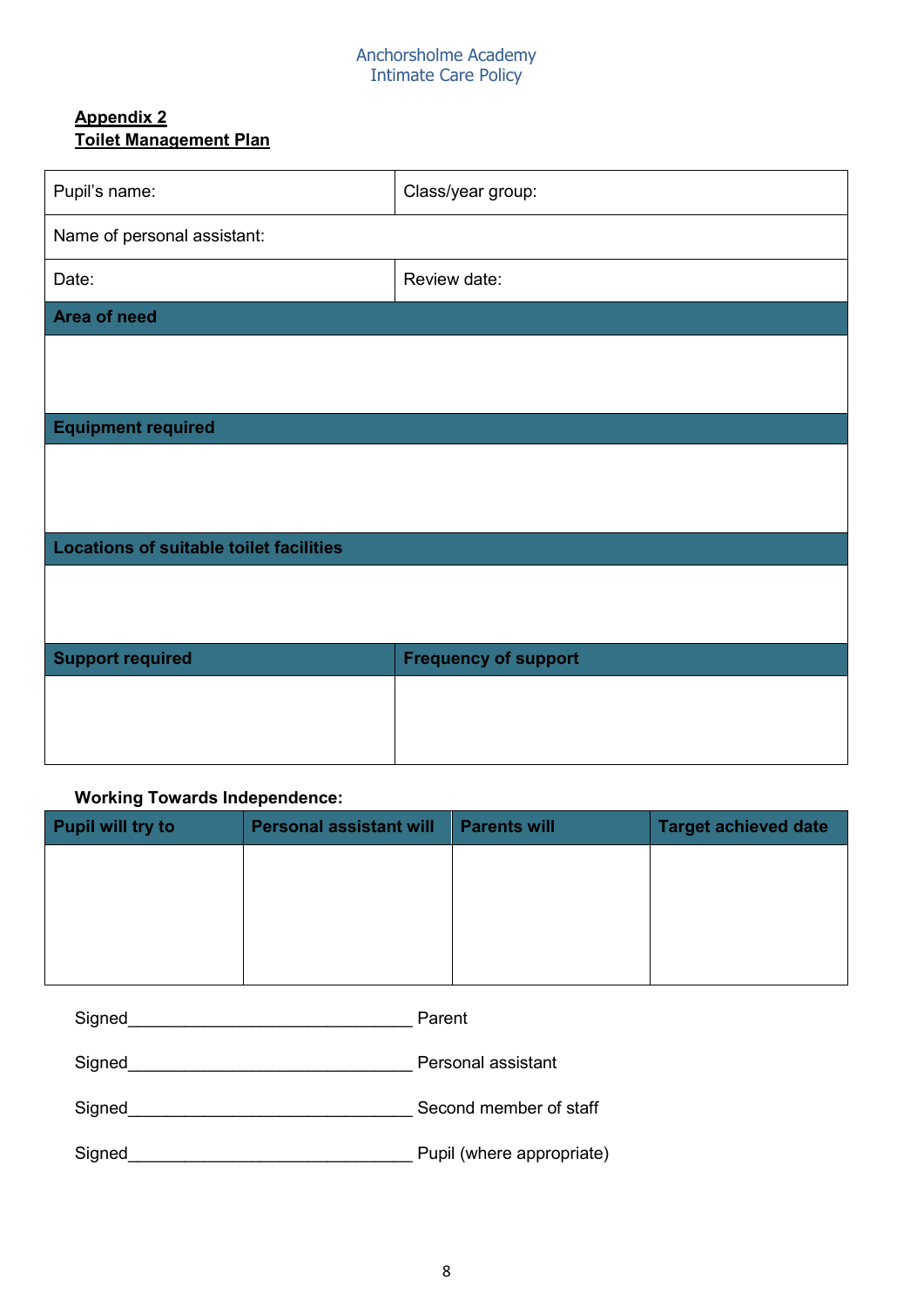**Appendix 2**
**Toilet Management Plan**

| Pupil's name: | Class/year group: |
|---|---|
| Name of personal assistant: | |
| Date: | Review date: |
| **Area of need** | |
| | |
| **Equipment required** | |
| | |
| **Locations of suitable toilet facilities** | |
| | |
| **Support required** | **Frequency of support** |
| | |

**Working Towards Independence:**

| Pupil will try to | Personal assistant will | Parents will | Target achieved date |
|---|---|---|---|
| | | | |

Signed______________________________ Parent

Signed______________________________ Personal assistant

Signed______________________________ Second member of staff

Signed______________________________ Pupil (where appropriate)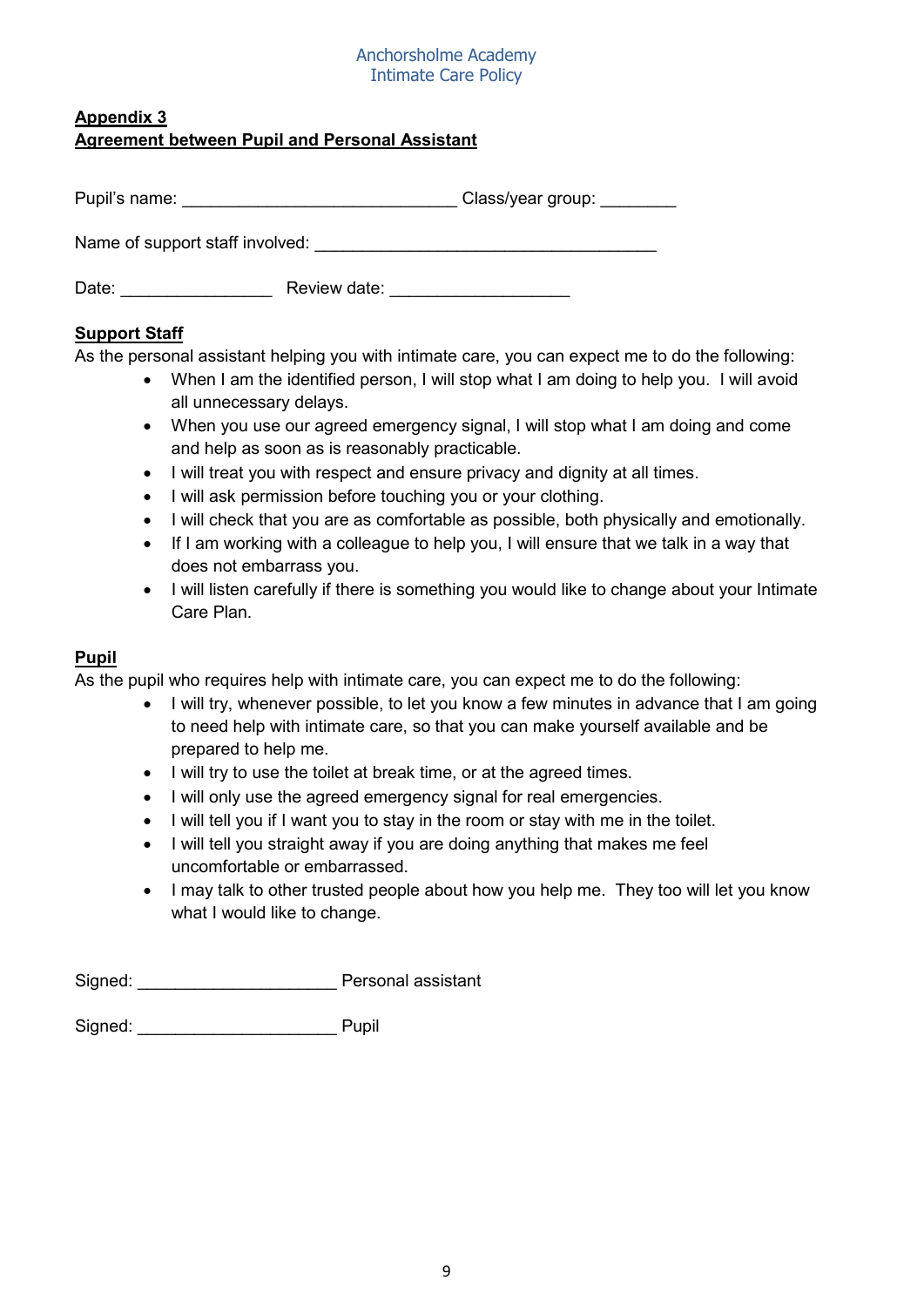**Appendix 3**
**Agreement between Pupil and Personal Assistant**

Pupil's name: ____________________________ Class/year group: ________

Name of support staff involved: ___________________________________

Date: _______________ Review date: __________________

**Support Staff**
As the personal assistant helping you with intimate care, you can expect me to do the following:

- When I am the identified person, I will stop what I am doing to help you. I will avoid all unnecessary delays.
- When you use our agreed emergency signal, I will stop what I am doing and come and help as soon as is reasonably practicable.
- I will treat you with respect and ensure privacy and dignity at all times.
- I will ask permission before touching you or your clothing.
- I will check that you are as comfortable as possible, both physically and emotionally.
- If I am working with a colleague to help you, I will ensure that we talk in a way that does not embarrass you.
- I will listen carefully if there is something you would like to change about your Intimate Care Plan.

**Pupil**
As the pupil who requires help with intimate care, you can expect me to do the following:

- I will try, whenever possible, to let you know a few minutes in advance that I am going to need help with intimate care, so that you can make yourself available and be prepared to help me.
- I will try to use the toilet at break time, or at the agreed times.
- I will only use the agreed emergency signal for real emergencies.
- I will tell you if I want you to stay in the room or stay with me in the toilet.
- I will tell you straight away if you are doing anything that makes me feel uncomfortable or embarrassed.
- I may talk to other trusted people about how you help me. They too will let you know what I would like to change.

Signed: ____________________ Personal assistant

Signed: ____________________ Pupil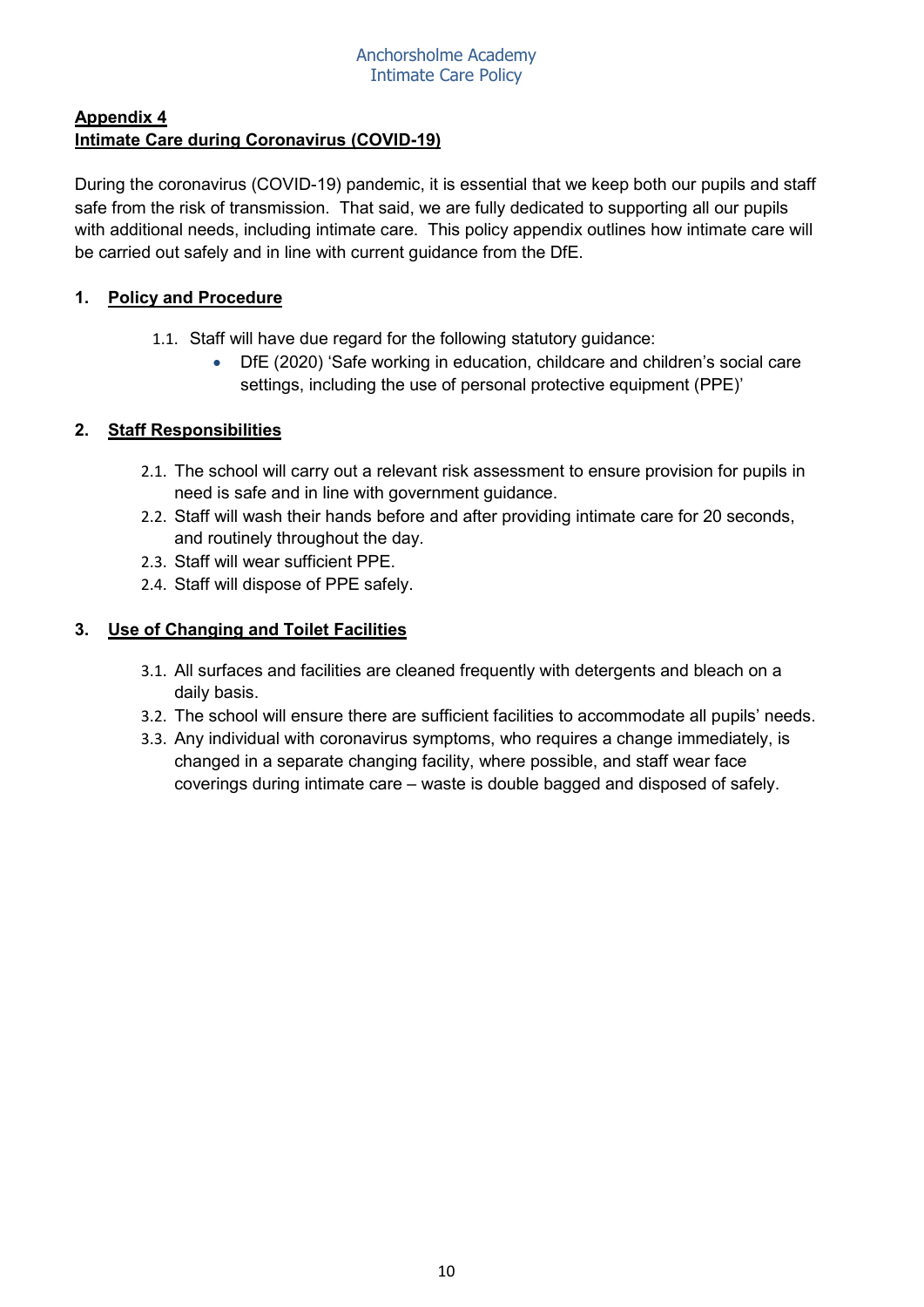## Appendix 4
## Intimate Care during Coronavirus (COVID-19)

During the coronavirus (COVID-19) pandemic, it is essential that we keep both our pupils and staff safe from the risk of transmission. That said, we are fully dedicated to supporting all our pupils with additional needs, including intimate care. This policy appendix outlines how intimate care will be carried out safely and in line with current guidance from the DfE.

### 1. Policy and Procedure

1.1. Staff will have due regard for the following statutory guidance:

- DfE (2020) 'Safe working in education, childcare and children's social care settings, including the use of personal protective equipment (PPE)'

### 2. Staff Responsibilities

2.1. The school will carry out a relevant risk assessment to ensure provision for pupils in need is safe and in line with government guidance.

2.2. Staff will wash their hands before and after providing intimate care for 20 seconds, and routinely throughout the day.

2.3. Staff will wear sufficient PPE.

2.4. Staff will dispose of PPE safely.

### 3. Use of Changing and Toilet Facilities

3.1. All surfaces and facilities are cleaned frequently with detergents and bleach on a daily basis.

3.2. The school will ensure there are sufficient facilities to accommodate all pupils' needs.

3.3. Any individual with coronavirus symptoms, who requires a change immediately, is changed in a separate changing facility, where possible, and staff wear face coverings during intimate care – waste is double bagged and disposed of safely.